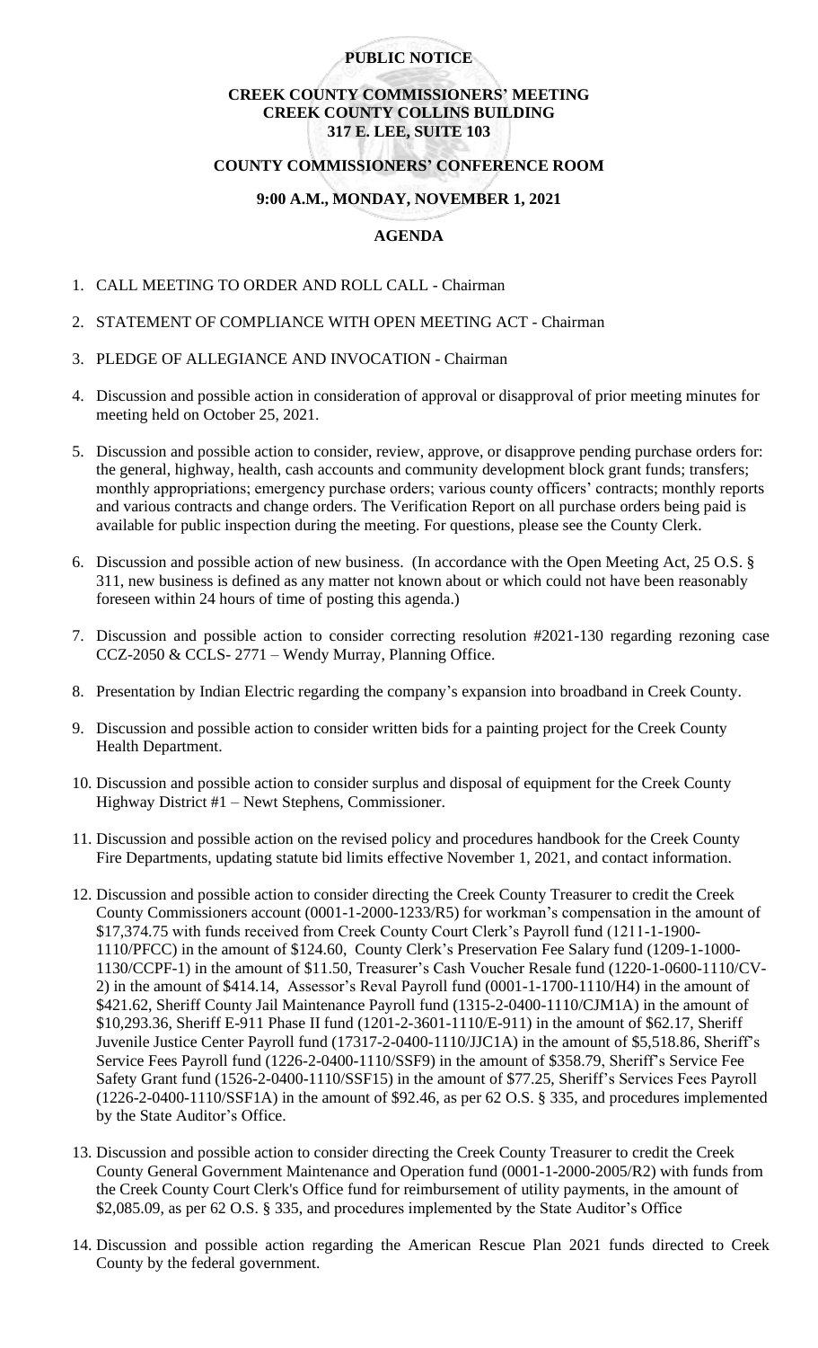**PUBLIC NOTICE**

**CREEK COUNTY COMMISSIONERS' MEETING**
**CREEK COUNTY COLLINS BUILDING**
**317 E. LEE, SUITE 103**

**COUNTY COMMISSIONERS' CONFERENCE ROOM**

**9:00 A.M., MONDAY, NOVEMBER 1, 2021**

**AGENDA**

1. CALL MEETING TO ORDER AND ROLL CALL - Chairman
2. STATEMENT OF COMPLIANCE WITH OPEN MEETING ACT - Chairman
3. PLEDGE OF ALLEGIANCE AND INVOCATION - Chairman
4. Discussion and possible action in consideration of approval or disapproval of prior meeting minutes for meeting held on October 25, 2021.
5. Discussion and possible action to consider, review, approve, or disapprove pending purchase orders for: the general, highway, health, cash accounts and community development block grant funds; transfers; monthly appropriations; emergency purchase orders; various county officers' contracts; monthly reports and various contracts and change orders. The Verification Report on all purchase orders being paid is available for public inspection during the meeting. For questions, please see the County Clerk.
6. Discussion and possible action of new business. (In accordance with the Open Meeting Act, 25 O.S. § 311, new business is defined as any matter not known about or which could not have been reasonably foreseen within 24 hours of time of posting this agenda.)
7. Discussion and possible action to consider correcting resolution #2021-130 regarding rezoning case CCZ-2050 & CCLS- 2771 – Wendy Murray, Planning Office.
8. Presentation by Indian Electric regarding the company's expansion into broadband in Creek County.
9. Discussion and possible action to consider written bids for a painting project for the Creek County Health Department.
10. Discussion and possible action to consider surplus and disposal of equipment for the Creek County Highway District #1 – Newt Stephens, Commissioner.
11. Discussion and possible action on the revised policy and procedures handbook for the Creek County Fire Departments, updating statute bid limits effective November 1, 2021, and contact information.
12. Discussion and possible action to consider directing the Creek County Treasurer to credit the Creek County Commissioners account (0001-1-2000-1233/R5) for workman's compensation in the amount of $17,374.75 with funds received from Creek County Court Clerk's Payroll fund (1211-1-1900-1110/PFCC) in the amount of $124.60, County Clerk's Preservation Fee Salary fund (1209-1-1000-1130/CCPF-1) in the amount of $11.50, Treasurer's Cash Voucher Resale fund (1220-1-0600-1110/CV-2) in the amount of $414.14, Assessor's Reval Payroll fund (0001-1-1700-1110/H4) in the amount of $421.62, Sheriff County Jail Maintenance Payroll fund (1315-2-0400-1110/CJM1A) in the amount of $10,293.36, Sheriff E-911 Phase II fund (1201-2-3601-1110/E-911) in the amount of $62.17, Sheriff Juvenile Justice Center Payroll fund (17317-2-0400-1110/JJC1A) in the amount of $5,518.86, Sheriff's Service Fees Payroll fund (1226-2-0400-1110/SSF9) in the amount of $358.79, Sheriff's Service Fee Safety Grant fund (1526-2-0400-1110/SSF15) in the amount of $77.25, Sheriff's Services Fees Payroll (1226-2-0400-1110/SSF1A) in the amount of $92.46, as per 62 O.S. § 335, and procedures implemented by the State Auditor's Office.
13. Discussion and possible action to consider directing the Creek County Treasurer to credit the Creek County General Government Maintenance and Operation fund (0001-1-2000-2005/R2) with funds from the Creek County Court Clerk's Office fund for reimbursement of utility payments, in the amount of $2,085.09, as per 62 O.S. § 335, and procedures implemented by the State Auditor's Office
14. Discussion and possible action regarding the American Rescue Plan 2021 funds directed to Creek County by the federal government.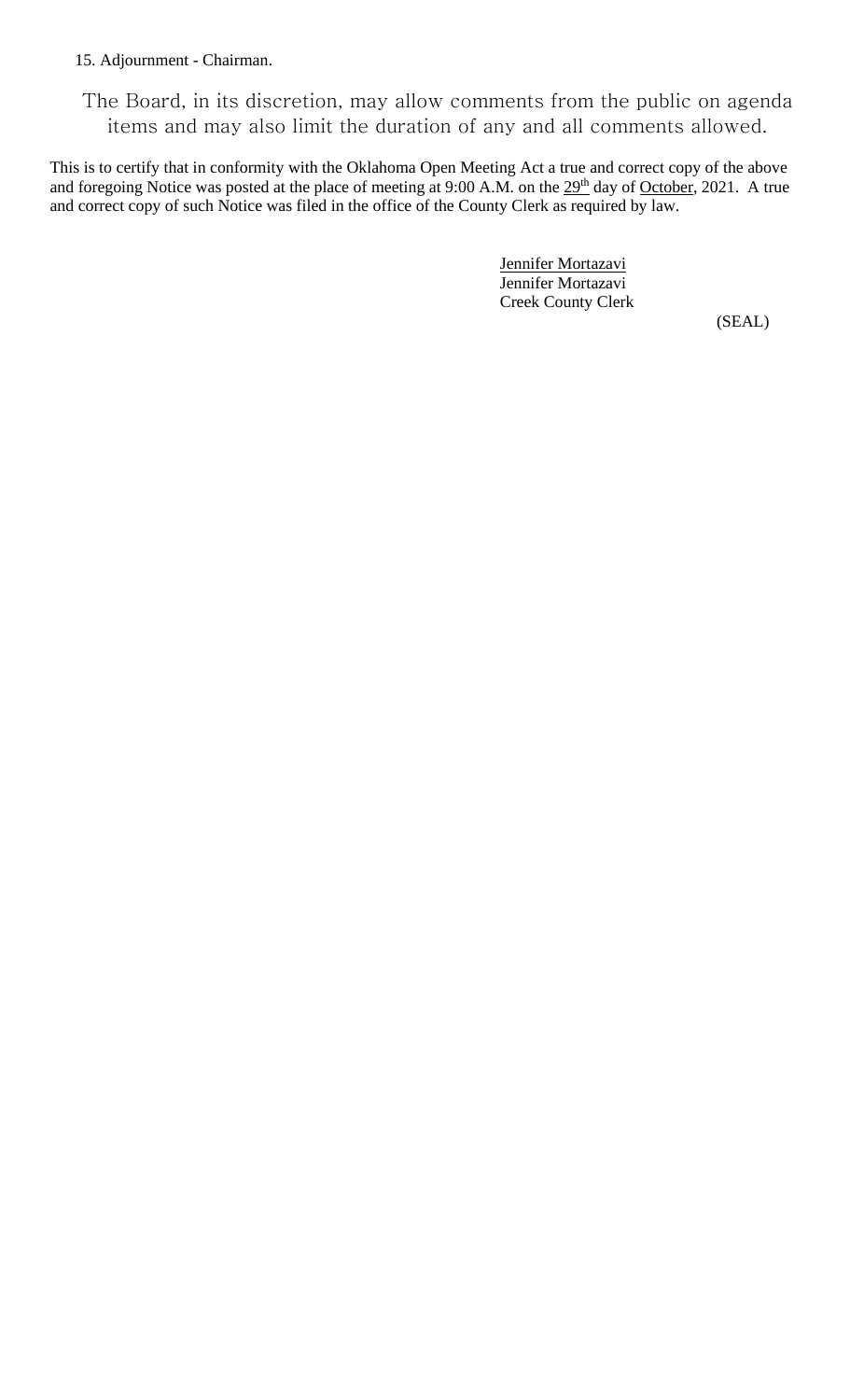15. Adjournment - Chairman.

The Board, in its discretion, may allow comments from the public on agenda items and may also limit the duration of any and all comments allowed.

This is to certify that in conformity with the Oklahoma Open Meeting Act a true and correct copy of the above and foregoing Notice was posted at the place of meeting at 9:00 A.M. on the 29th day of October, 2021. A true and correct copy of such Notice was filed in the office of the County Clerk as required by law.

Jennifer Mortazavi
Jennifer Mortazavi
Creek County Clerk

(SEAL)